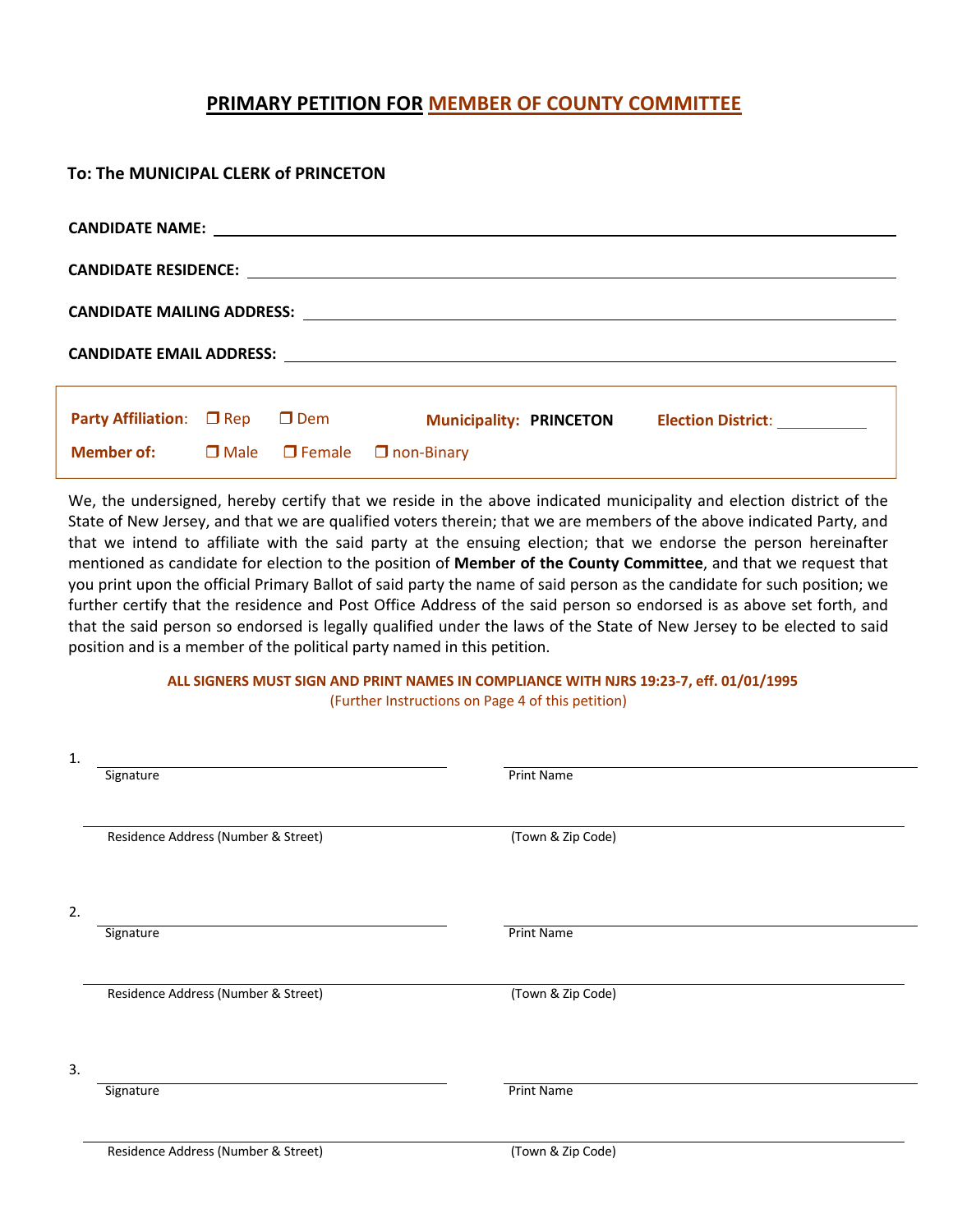# PRIMARY PETITION FOR MEMBER OF COUNTY COMMITTEE

**To: The MUNICIPAL CLERK of PRINCETON**

**CANDIDATE NAME:** ______________________________

**CANDIDATE RESIDENCE:** ______________________________

**CANDIDATE MAILING ADDRESS:** ______________________________

**CANDIDATE EMAIL ADDRESS:** ______________________________

**Party Affiliation:** ❒ Rep ❒ Dem **Municipality: PRINCETON** **Election District:** __________

**Member of:** ❒ Male ❒ Female ❒ non-Binary

We, the undersigned, hereby certify that we reside in the above indicated municipality and election district of the State of New Jersey, and that we are qualified voters therein; that we are members of the above indicated Party, and that we intend to affiliate with the said party at the ensuing election; that we endorse the person hereinafter mentioned as candidate for election to the position of **Member of the County Committee**, and that we request that you print upon the official Primary Ballot of said party the name of said person as the candidate for such position; we further certify that the residence and Post Office Address of the said person so endorsed is as above set forth, and that the said person so endorsed is legally qualified under the laws of the State of New Jersey to be elected to said position and is a member of the political party named in this petition.

**ALL SIGNERS MUST SIGN AND PRINT NAMES IN COMPLIANCE WITH NJRS 19:23-7, eff. 01/01/1995**

(Further Instructions on Page 4 of this petition)

1. ______________________________ ______________________________
   Signature Print Name

   ______________________________ ______________________________
   Residence Address (Number & Street) (Town & Zip Code)

2. ______________________________ ______________________________
   Signature Print Name

   ______________________________ ______________________________
   Residence Address (Number & Street) (Town & Zip Code)

3. ______________________________ ______________________________
   Signature Print Name

   ______________________________ ______________________________
   Residence Address (Number & Street) (Town & Zip Code)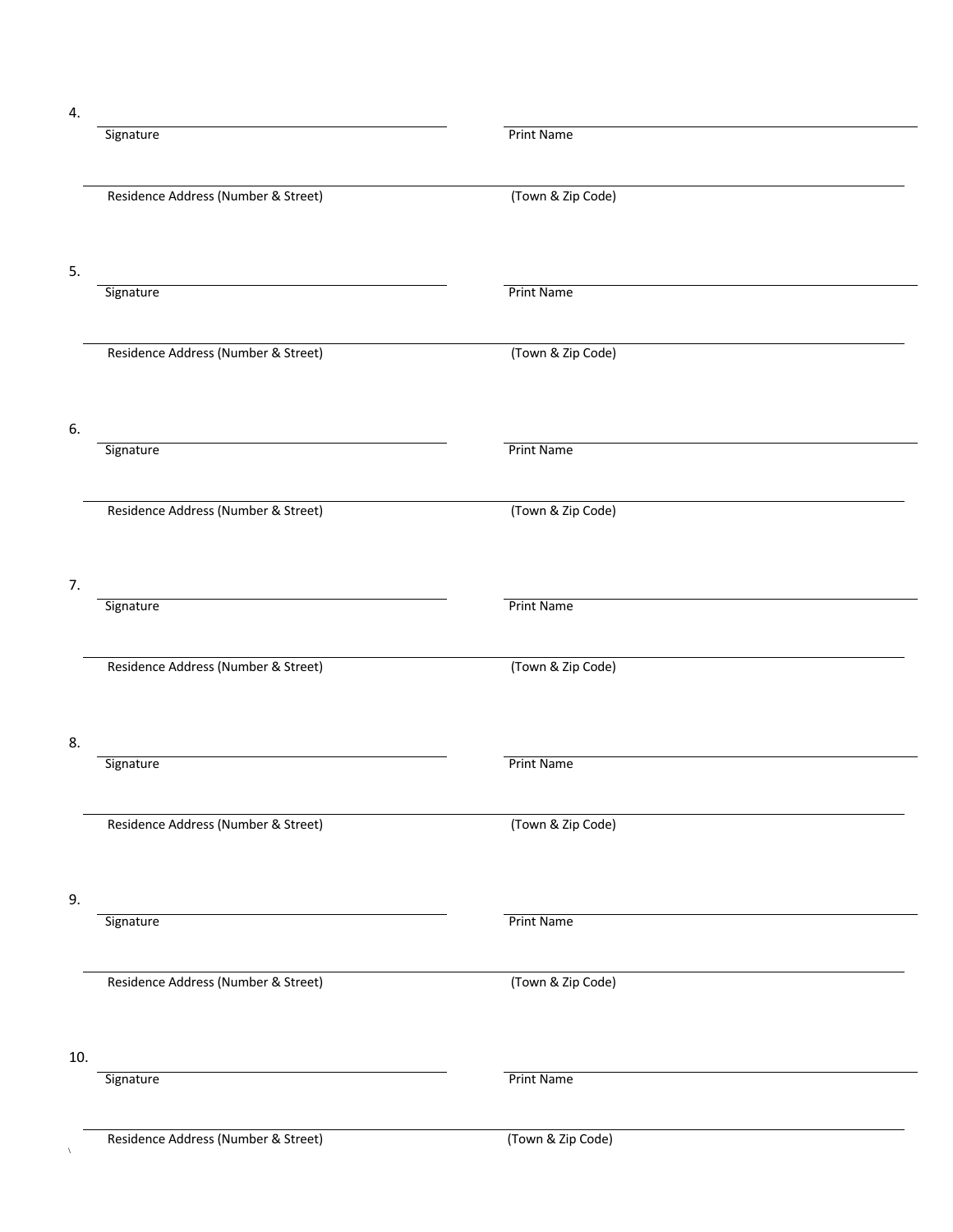4. \_\_\_\_\_\_\_\_\_\_\_\_\_\_\_\_\_\_\_\_\_\_\_\_\_\_\_\_\_\_ \_\_\_\_\_\_\_\_\_\_\_\_\_\_\_\_\_\_\_\_\_\_\_\_\_\_\_\_\_\_
Signature Print Name

\_\_\_\_\_\_\_\_\_\_\_\_\_\_\_\_\_\_\_\_\_\_\_\_\_\_\_\_\_\_ \_\_\_\_\_\_\_\_\_\_\_\_\_\_\_\_\_\_\_\_\_\_\_\_\_\_\_\_\_\_
Residence Address (Number & Street) (Town & Zip Code)

5. \_\_\_\_\_\_\_\_\_\_\_\_\_\_\_\_\_\_\_\_\_\_\_\_\_\_\_\_\_\_ \_\_\_\_\_\_\_\_\_\_\_\_\_\_\_\_\_\_\_\_\_\_\_\_\_\_\_\_\_\_
Signature Print Name

\_\_\_\_\_\_\_\_\_\_\_\_\_\_\_\_\_\_\_\_\_\_\_\_\_\_\_\_\_\_ \_\_\_\_\_\_\_\_\_\_\_\_\_\_\_\_\_\_\_\_\_\_\_\_\_\_\_\_\_\_
Residence Address (Number & Street) (Town & Zip Code)

6. \_\_\_\_\_\_\_\_\_\_\_\_\_\_\_\_\_\_\_\_\_\_\_\_\_\_\_\_\_\_ \_\_\_\_\_\_\_\_\_\_\_\_\_\_\_\_\_\_\_\_\_\_\_\_\_\_\_\_\_\_
Signature Print Name

\_\_\_\_\_\_\_\_\_\_\_\_\_\_\_\_\_\_\_\_\_\_\_\_\_\_\_\_\_\_ \_\_\_\_\_\_\_\_\_\_\_\_\_\_\_\_\_\_\_\_\_\_\_\_\_\_\_\_\_\_
Residence Address (Number & Street) (Town & Zip Code)

7. \_\_\_\_\_\_\_\_\_\_\_\_\_\_\_\_\_\_\_\_\_\_\_\_\_\_\_\_\_\_ \_\_\_\_\_\_\_\_\_\_\_\_\_\_\_\_\_\_\_\_\_\_\_\_\_\_\_\_\_\_
Signature Print Name

\_\_\_\_\_\_\_\_\_\_\_\_\_\_\_\_\_\_\_\_\_\_\_\_\_\_\_\_\_\_ \_\_\_\_\_\_\_\_\_\_\_\_\_\_\_\_\_\_\_\_\_\_\_\_\_\_\_\_\_\_
Residence Address (Number & Street) (Town & Zip Code)

8. \_\_\_\_\_\_\_\_\_\_\_\_\_\_\_\_\_\_\_\_\_\_\_\_\_\_\_\_\_\_ \_\_\_\_\_\_\_\_\_\_\_\_\_\_\_\_\_\_\_\_\_\_\_\_\_\_\_\_\_\_
Signature Print Name

\_\_\_\_\_\_\_\_\_\_\_\_\_\_\_\_\_\_\_\_\_\_\_\_\_\_\_\_\_\_ \_\_\_\_\_\_\_\_\_\_\_\_\_\_\_\_\_\_\_\_\_\_\_\_\_\_\_\_\_\_
Residence Address (Number & Street) (Town & Zip Code)

9. \_\_\_\_\_\_\_\_\_\_\_\_\_\_\_\_\_\_\_\_\_\_\_\_\_\_\_\_\_\_ \_\_\_\_\_\_\_\_\_\_\_\_\_\_\_\_\_\_\_\_\_\_\_\_\_\_\_\_\_\_
Signature Print Name

\_\_\_\_\_\_\_\_\_\_\_\_\_\_\_\_\_\_\_\_\_\_\_\_\_\_\_\_\_\_ \_\_\_\_\_\_\_\_\_\_\_\_\_\_\_\_\_\_\_\_\_\_\_\_\_\_\_\_\_\_
Residence Address (Number & Street) (Town & Zip Code)

10. \_\_\_\_\_\_\_\_\_\_\_\_\_\_\_\_\_\_\_\_\_\_\_\_\_\_\_\_\_\_ \_\_\_\_\_\_\_\_\_\_\_\_\_\_\_\_\_\_\_\_\_\_\_\_\_\_\_\_\_\_
Signature Print Name

\_\_\_\_\_\_\_\_\_\_\_\_\_\_\_\_\_\_\_\_\_\_\_\_\_\_\_\_\_\_ \_\_\_\_\_\_\_\_\_\_\_\_\_\_\_\_\_\_\_\_\_\_\_\_\_\_\_\_\_\_
Residence Address (Number & Street) (Town & Zip Code)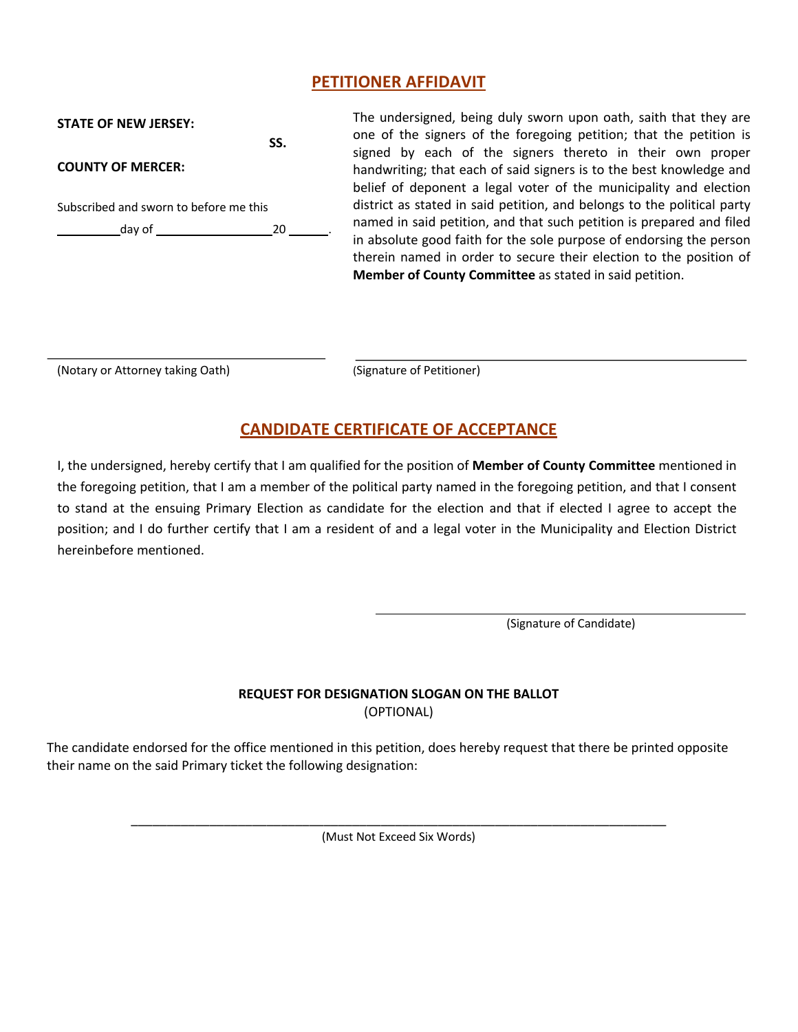## PETITIONER AFFIDAVIT

**STATE OF NEW JERSEY:**

**SS.**

**COUNTY OF MERCER:**

Subscribed and sworn to before me this

__________ day of ____________________ 20 ______.

The undersigned, being duly sworn upon oath, saith that they are one of the signers of the foregoing petition; that the petition is signed by each of the signers thereto in their own proper handwriting; that each of said signers is to the best knowledge and belief of deponent a legal voter of the municipality and election district as stated in said petition, and belongs to the political party named in said petition, and that such petition is prepared and filed in absolute good faith for the sole purpose of endorsing the person therein named in order to secure their election to the position of **Member of County Committee** as stated in said petition.

______________________________________
(Notary or Attorney taking Oath)

______________________________________
(Signature of Petitioner)

## CANDIDATE CERTIFICATE OF ACCEPTANCE

I, the undersigned, hereby certify that I am qualified for the position of **Member of County Committee** mentioned in the foregoing petition, that I am a member of the political party named in the foregoing petition, and that I consent to stand at the ensuing Primary Election as candidate for the election and that if elected I agree to accept the position; and I do further certify that I am a resident of and a legal voter in the Municipality and Election District hereinbefore mentioned.

______________________________________
(Signature of Candidate)

**REQUEST FOR DESIGNATION SLOGAN ON THE BALLOT**
(OPTIONAL)

The candidate endorsed for the office mentioned in this petition, does hereby request that there be printed opposite their name on the said Primary ticket the following designation:

______________________________________________________________________________
(Must Not Exceed Six Words)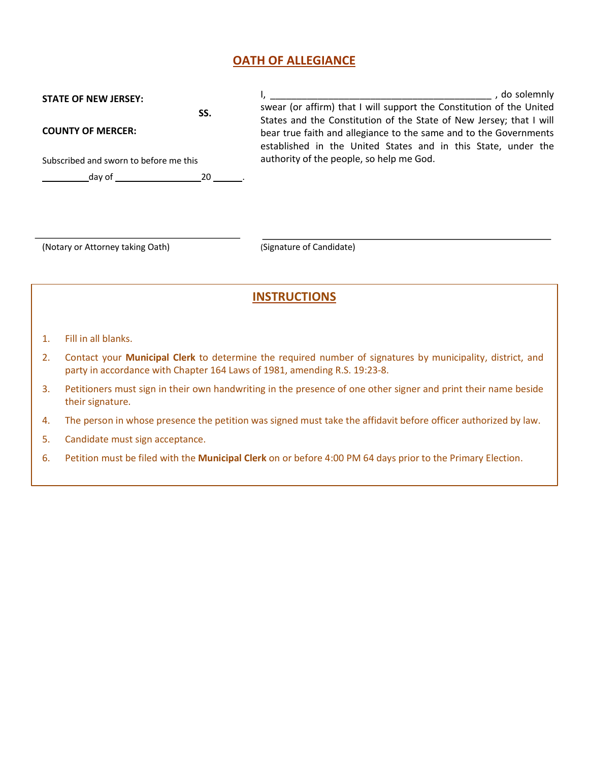## OATH OF ALLEGIANCE

**STATE OF NEW JERSEY:**

**SS.**

**COUNTY OF MERCER:**

Subscribed and sworn to before me this

\_\_\_\_\_\_\_\_\_\_ day of \_\_\_\_\_\_\_\_\_\_\_\_\_\_\_\_\_\_\_ 20 \_\_\_\_\_\_.

I, \_\_\_\_\_\_\_\_\_\_\_\_\_\_\_\_\_\_\_\_\_\_\_\_\_\_\_\_\_\_\_\_\_\_\_\_\_\_\_\_\_\_\_\_\_ , do solemnly swear (or affirm) that I will support the Constitution of the United States and the Constitution of the State of New Jersey; that I will bear true faith and allegiance to the same and to the Governments established in the United States and in this State, under the authority of the people, so help me God.

\_\_\_\_\_\_\_\_\_\_\_\_\_\_\_\_\_\_\_\_\_\_\_\_\_\_\_\_\_\_\_\_\_\_\_\_\_\_\_\_\_\_
(Notary or Attorney taking Oath)

\_\_\_\_\_\_\_\_\_\_\_\_\_\_\_\_\_\_\_\_\_\_\_\_\_\_\_\_\_\_\_\_\_\_\_\_\_\_\_\_\_\_\_\_\_\_\_\_\_\_\_\_\_\_\_\_\_\_
(Signature of Candidate)

## INSTRUCTIONS

1. Fill in all blanks.
2. Contact your **Municipal Clerk** to determine the required number of signatures by municipality, district, and party in accordance with Chapter 164 Laws of 1981, amending R.S. 19:23-8.
3. Petitioners must sign in their own handwriting in the presence of one other signer and print their name beside their signature.
4. The person in whose presence the petition was signed must take the affidavit before officer authorized by law.
5. Candidate must sign acceptance.
6. Petition must be filed with the **Municipal Clerk** on or before 4:00 PM 64 days prior to the Primary Election.